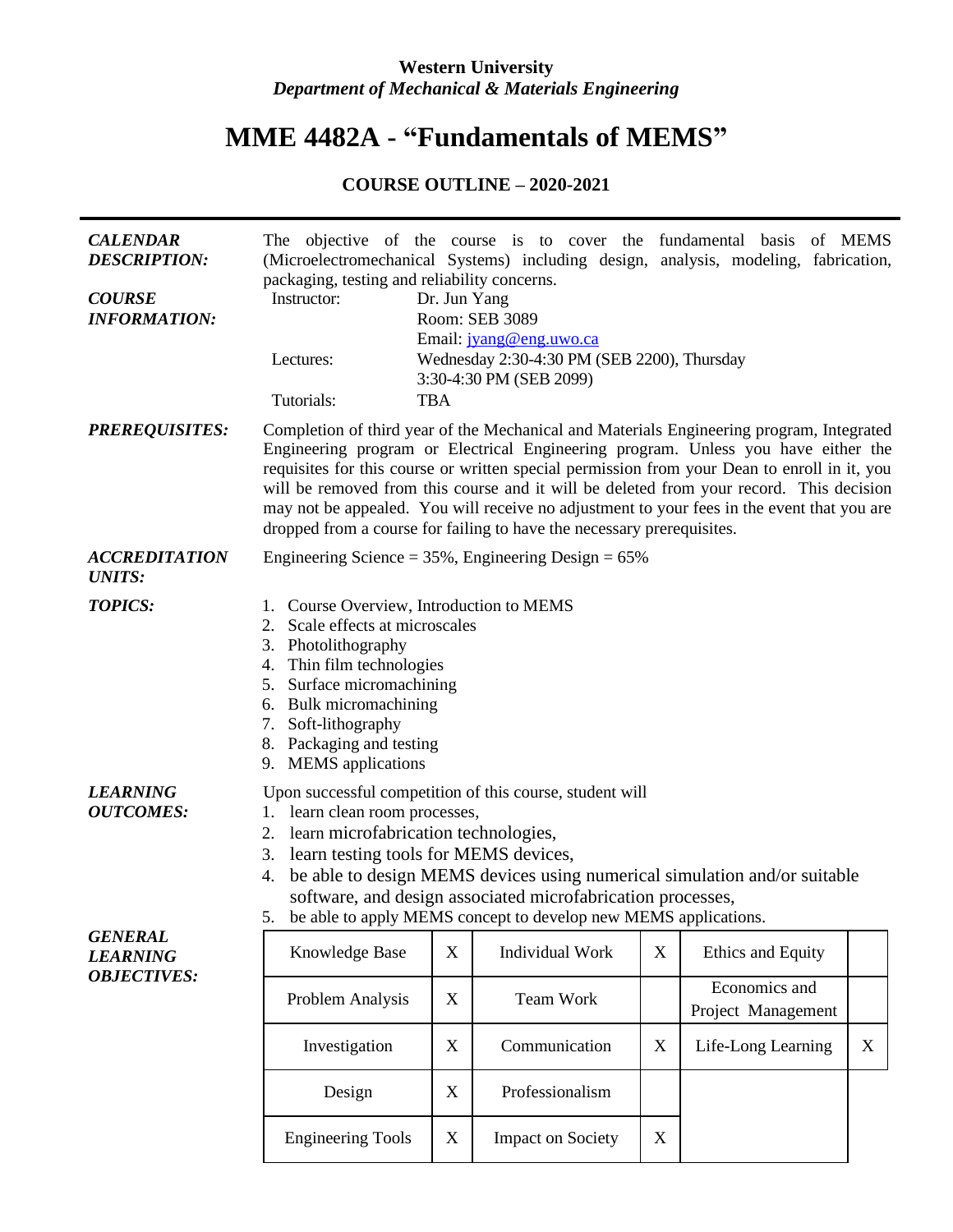**Western University**
***Department of Mechanical & Materials Engineering***

# MME 4482A - "Fundamentals of MEMS"

## COURSE OUTLINE – 2020-2021

***CALENDAR DESCRIPTION:*** The objective of the course is to cover the fundamental basis of MEMS (Microelectromechanical Systems) including design, analysis, modeling, fabrication, packaging, testing and reliability concerns.

***COURSE INFORMATION:***

Instructor: Dr. Jun Yang
Room: SEB 3089
Email: jyang@eng.uwo.ca

Lectures: Wednesday 2:30-4:30 PM (SEB 2200), Thursday 3:30-4:30 PM (SEB 2099)

Tutorials: TBA

***PREREQUISITES:*** Completion of third year of the Mechanical and Materials Engineering program, Integrated Engineering program or Electrical Engineering program. Unless you have either the requisites for this course or written special permission from your Dean to enroll in it, you will be removed from this course and it will be deleted from your record. This decision may not be appealed. You will receive no adjustment to your fees in the event that you are dropped from a course for failing to have the necessary prerequisites.

***ACCREDITATION UNITS:*** Engineering Science = 35%, Engineering Design = 65%

***TOPICS:***

1. Course Overview, Introduction to MEMS
2. Scale effects at microscales
3. Photolithography
4. Thin film technologies
5. Surface micromachining
6. Bulk micromachining
7. Soft-lithography
8. Packaging and testing
9. MEMS applications

***LEARNING OUTCOMES:***

Upon successful competition of this course, student will

1. learn clean room processes,
2. learn microfabrication technologies,
3. learn testing tools for MEMS devices,
4. be able to design MEMS devices using numerical simulation and/or suitable software, and design associated microfabrication processes,
5. be able to apply MEMS concept to develop new MEMS applications.

***GENERAL LEARNING OBJECTIVES:***

| Knowledge Base | X | Individual Work | X | Ethics and Equity | |
|---|---|---|---|---|---|
| Problem Analysis | X | Team Work | | Economics and Project Management | |
| Investigation | X | Communication | X | Life-Long Learning | X |
| Design | X | Professionalism | | | |
| Engineering Tools | X | Impact on Society | X | | |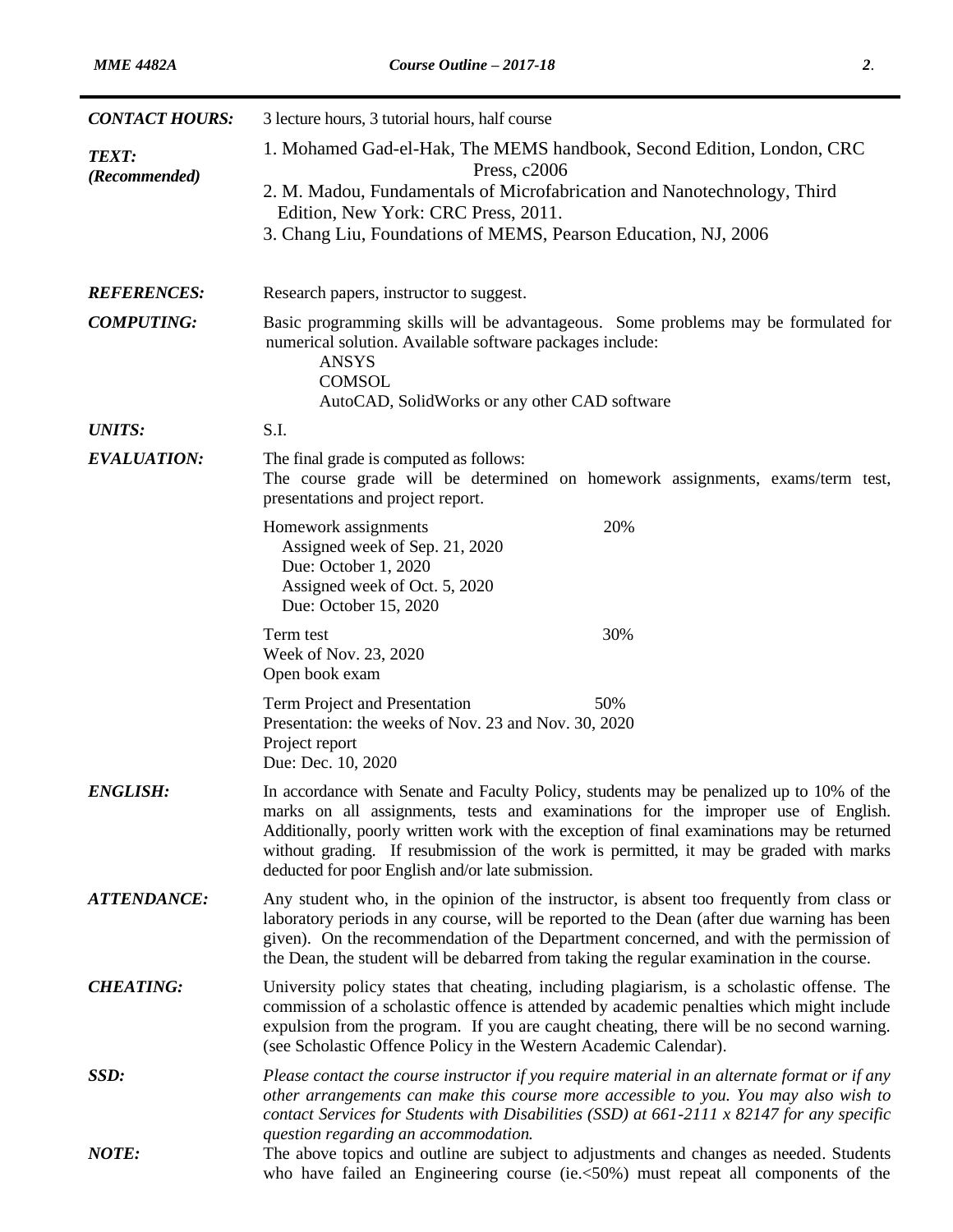**CONTACT HOURS:** 3 lecture hours, 3 tutorial hours, half course

**TEXT: (Recommended)**

1. Mohamed Gad-el-Hak, The MEMS handbook, Second Edition, London, CRC Press, c2006
2. M. Madou, Fundamentals of Microfabrication and Nanotechnology, Third Edition, New York: CRC Press, 2011.
3. Chang Liu, Foundations of MEMS, Pearson Education, NJ, 2006

**REFERENCES:** Research papers, instructor to suggest.

**COMPUTING:** Basic programming skills will be advantageous. Some problems may be formulated for numerical solution. Available software packages include:

- ANSYS
- COMSOL
- AutoCAD, SolidWorks or any other CAD software

**UNITS:** S.I.

**EVALUATION:** The final grade is computed as follows:
The course grade will be determined on homework assignments, exams/term test, presentations and project report.

| Component | Weight |
|---|---|
| Homework assignments<br>Assigned week of Sep. 21, 2020<br>Due: October 1, 2020<br>Assigned week of Oct. 5, 2020<br>Due: October 15, 2020 | 20% |
| Term test<br>Week of Nov. 23, 2020<br>Open book exam | 30% |
| Term Project and Presentation<br>Presentation: the weeks of Nov. 23 and Nov. 30, 2020<br>Project report<br>Due: Dec. 10, 2020 | 50% |

**ENGLISH:** In accordance with Senate and Faculty Policy, students may be penalized up to 10% of the marks on all assignments, tests and examinations for the improper use of English. Additionally, poorly written work with the exception of final examinations may be returned without grading. If resubmission of the work is permitted, it may be graded with marks deducted for poor English and/or late submission.

**ATTENDANCE:** Any student who, in the opinion of the instructor, is absent too frequently from class or laboratory periods in any course, will be reported to the Dean (after due warning has been given). On the recommendation of the Department concerned, and with the permission of the Dean, the student will be debarred from taking the regular examination in the course.

**CHEATING:** University policy states that cheating, including plagiarism, is a scholastic offense. The commission of a scholastic offence is attended by academic penalties which might include expulsion from the program. If you are caught cheating, there will be no second warning. (see Scholastic Offence Policy in the Western Academic Calendar).

**SSD:** *Please contact the course instructor if you require material in an alternate format or if any other arrangements can make this course more accessible to you. You may also wish to contact Services for Students with Disabilities (SSD) at 661-2111 x 82147 for any specific question regarding an accommodation.*

**NOTE:** The above topics and outline are subject to adjustments and changes as needed. Students who have failed an Engineering course (ie.<50%) must repeat all components of the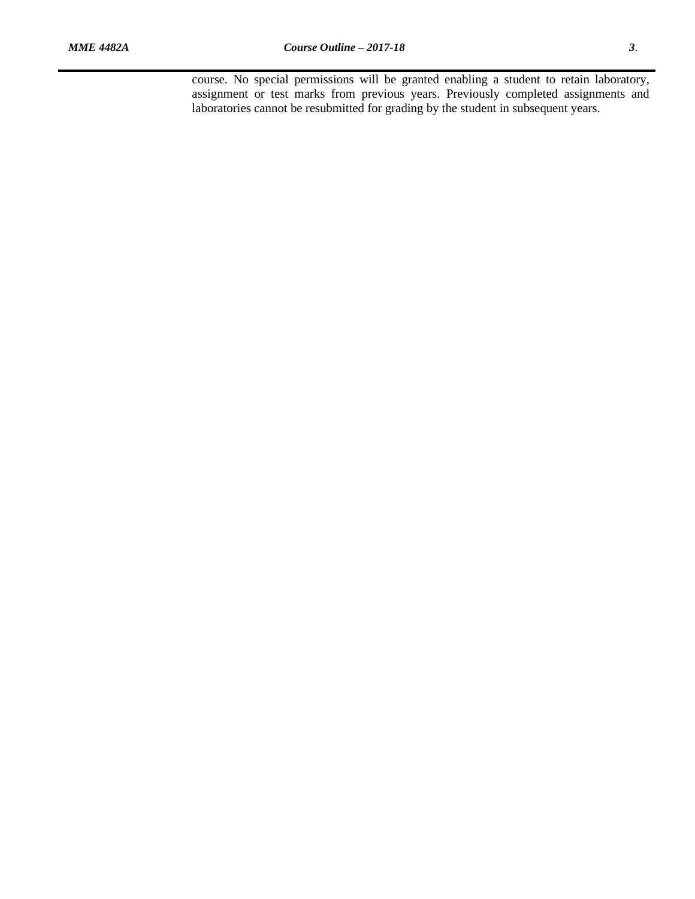course. No special permissions will be granted enabling a student to retain laboratory, assignment or test marks from previous years. Previously completed assignments and laboratories cannot be resubmitted for grading by the student in subsequent years.